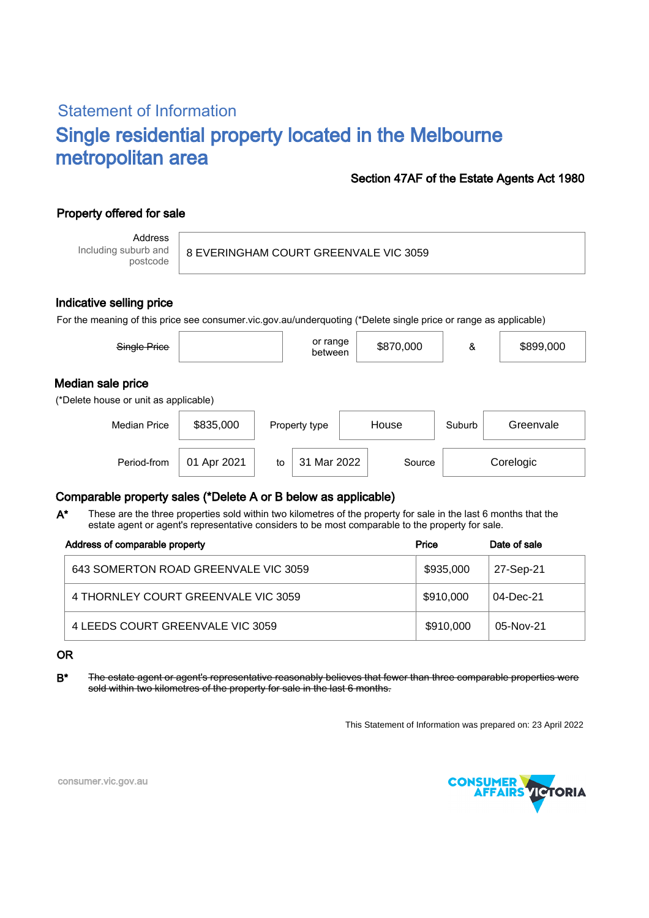## Statement of Information

# Single residential property located in the Melbourne metropolitan area

**Section 47AF of the Estate Agents Act 1980**

### Property offered for sale

| Address Including suburb and postcode | 8 EVERINGHAM COURT GREENVALE VIC 3059 |
|---|---|

### Indicative selling price

For the meaning of this price see consumer.vic.gov.au/underquoting (*Delete single price or range as applicable)

| ~~Single Price~~ | | or range between | $870,000 | & | $899,000 |
|---|---|---|---|---|---|

### Median sale price

(*Delete house or unit as applicable)

| Median Price | $835,000 | Property type | House | Suburb | Greenvale |
|---|---|---|---|---|---|
| Period-from | 01 Apr 2021 | to | 31 Mar 2022 | Source | Corelogic |

### Comparable property sales (*Delete A or B below as applicable)

**A*** These are the three properties sold within two kilometres of the property for sale in the last 6 months that the estate agent or agent's representative considers to be most comparable to the property for sale.

| Address of comparable property | Price | Date of sale |
|---|---|---|
| 643 SOMERTON ROAD GREENVALE VIC 3059 | $935,000 | 27-Sep-21 |
| 4 THORNLEY COURT GREENVALE VIC 3059 | $910,000 | 04-Dec-21 |
| 4 LEEDS COURT GREENVALE VIC 3059 | $910,000 | 05-Nov-21 |

**OR**

**B*** ~~The estate agent or agent's representative reasonably believes that fewer than three comparable properties were sold within two kilometres of the property for sale in the last 6 months.~~

This Statement of Information was prepared on: 23 April 2022

consumer.vic.gov.au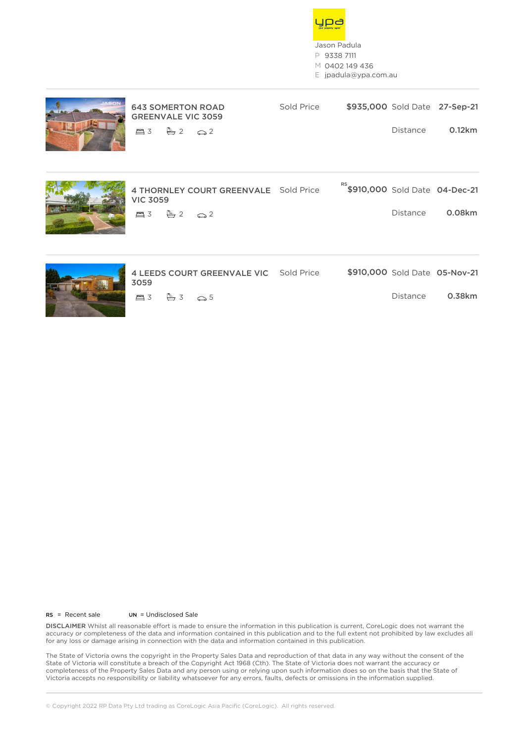Jason Padula
P 9338 7111
M 0402 149 436
E jpadula@ypa.com.au

| | | | | |
|---|---|---|---|---|
| **643 SOMERTON ROAD GREENVALE VIC 3059** 3 bed, 2 bath, 2 car | Sold Price | **$935,000** | Sold Date | **27-Sep-21** |
| | | | Distance | **0.12km** |
| **4 THORNLEY COURT GREENVALE VIC 3059** 3 bed, 2 bath, 2 car | Sold Price | RS **$910,000** | Sold Date | **04-Dec-21** |
| | | | Distance | **0.08km** |
| **4 LEEDS COURT GREENVALE VIC 3059** 3 bed, 3 bath, 5 car | Sold Price | **$910,000** | Sold Date | **05-Nov-21** |
| | | | Distance | **0.38km** |

**RS** = Recent sale **UN** = Undisclosed Sale

**DISCLAIMER** Whilst all reasonable effort is made to ensure the information in this publication is current, CoreLogic does not warrant the accuracy or completeness of the data and information contained in this publication and to the full extent not prohibited by law excludes all for any loss or damage arising in connection with the data and information contained in this publication.

The State of Victoria owns the copyright in the Property Sales Data and reproduction of that data in any way without the consent of the State of Victoria will constitute a breach of the Copyright Act 1968 (Cth). The State of Victoria does not warrant the accuracy or completeness of the Property Sales Data and any person using or relying upon such information does so on the basis that the State of Victoria accepts no responsibility or liability whatsoever for any errors, faults, defects or omissions in the information supplied.

© Copyright 2022 RP Data Pty Ltd trading as CoreLogic Asia Pacific (CoreLogic). All rights reserved.